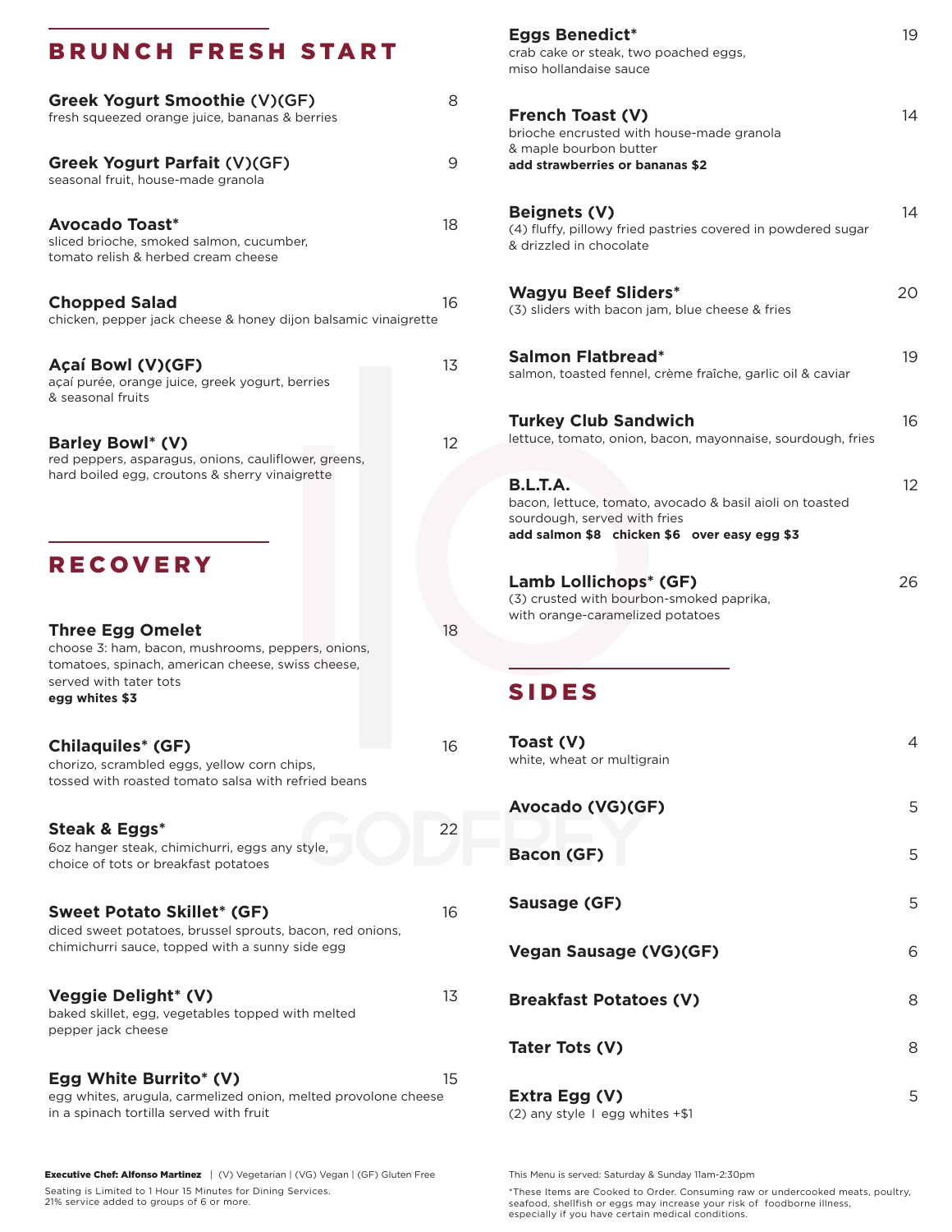## BRUNCH FRESH START

**Greek Yogurt Smoothie (V)(GF)** 8
fresh squeezed orange juice, bananas & berries

**Greek Yogurt Parfait (V)(GF)** 9
seasonal fruit, house-made granola

**Avocado Toast*** 18
sliced brioche, smoked salmon, cucumber, tomato relish & herbed cream cheese

**Chopped Salad** 16
chicken, pepper jack cheese & honey dijon balsamic vinaigrette

**Açaí Bowl (V)(GF)** 13
açaí purée, orange juice, greek yogurt, berries & seasonal fruits

**Barley Bowl* (V)** 12
red peppers, asparagus, onions, cauliflower, greens, hard boiled egg, croutons & sherry vinaigrette

## RECOVERY

**Three Egg Omelet** 18
choose 3: ham, bacon, mushrooms, peppers, onions, tomatoes, spinach, american cheese, swiss cheese, served with tater tots
**egg whites $3**

**Chilaquiles* (GF)** 16
chorizo, scrambled eggs, yellow corn chips, tossed with roasted tomato salsa with refried beans

**Steak & Eggs*** 22
6oz hanger steak, chimichurri, eggs any style, choice of tots or breakfast potatoes

**Sweet Potato Skillet* (GF)** 16
diced sweet potatoes, brussel sprouts, bacon, red onions, chimichurri sauce, topped with a sunny side egg

**Veggie Delight* (V)** 13
baked skillet, egg, vegetables topped with melted pepper jack cheese

**Egg White Burrito* (V)** 15
egg whites, arugula, carmelized onion, melted provolone cheese in a spinach tortilla served with fruit

**Eggs Benedict*** 19
crab cake or steak, two poached eggs, miso hollandaise sauce

**French Toast (V)** 14
brioche encrusted with house-made granola & maple bourbon butter
**add strawberries or bananas $2**

**Beignets (V)** 14
(4) fluffy, pillowy fried pastries covered in powdered sugar & drizzled in chocolate

**Wagyu Beef Sliders*** 20
(3) sliders with bacon jam, blue cheese & fries

**Salmon Flatbread*** 19
salmon, toasted fennel, crème fraîche, garlic oil & caviar

**Turkey Club Sandwich** 16
lettuce, tomato, onion, bacon, mayonnaise, sourdough, fries

**B.L.T.A.** 12
bacon, lettuce, tomato, avocado & basil aioli on toasted sourdough, served with fries
**add salmon $8 chicken $6 over easy egg $3**

**Lamb Lollichops* (GF)** 26
(3) crusted with bourbon-smoked paprika, with orange-caramelized potatoes

## SIDES

**Toast (V)** 4
white, wheat or multigrain

**Avocado (VG)(GF)** 5

**Bacon (GF)** 5

**Sausage (GF)** 5

**Vegan Sausage (VG)(GF)** 6

**Breakfast Potatoes (V)** 8

**Tater Tots (V)** 8

**Extra Egg (V)** 5
(2) any style | egg whites +$1

**Executive Chef: Alfonso Martinez** | (V) Vegetarian | (VG) Vegan | (GF) Gluten Free

Seating is Limited to 1 Hour 15 Minutes for Dining Services.
21% service added to groups of 6 or more.

This Menu is served: Saturday & Sunday 11am-2:30pm

*These Items are Cooked to Order. Consuming raw or undercooked meats, poultry, seafood, shellfish or eggs may increase your risk of foodborne illness, especially if you have certain medical conditions.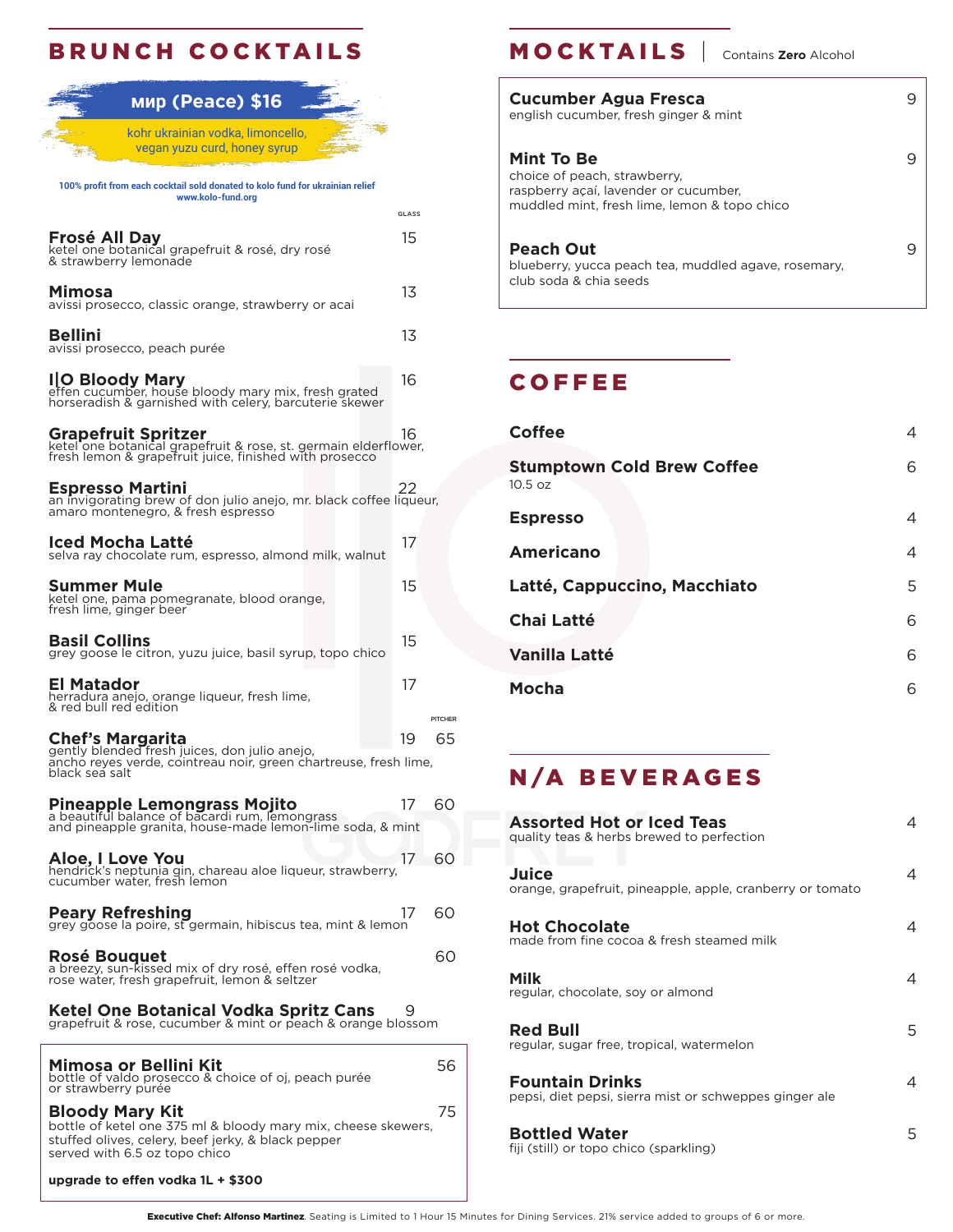# BRUNCH COCKTAILS

**мир (Peace) $16**

kohr ukrainian vodka, limoncello, vegan yuzu curd, honey syrup

100% profit from each cocktail sold donated to kolo fund for ukrainian relief
www.kolo-fund.org

| | GLASS | PITCHER |
|---|---|---|
| **Frosé All Day**<br>ketel one botanical grapefruit & rosé, dry rosé & strawberry lemonade | 15 | |
| **Mimosa**<br>avissi prosecco, classic orange, strawberry or acai | 13 | |
| **Bellini**<br>avissi prosecco, peach purée | 13 | |
| **I|O Bloody Mary**<br>effen cucumber, house bloody mary mix, fresh grated horseradish & garnished with celery, barcuterie skewer | 16 | |
| **Grapefruit Spritzer**<br>ketel one botanical grapefruit & rose, st. germain elderflower, fresh lemon & grapefruit juice, finished with prosecco | 16 | |
| **Espresso Martini**<br>an invigorating brew of don julio anejo, mr. black coffee liqueur, amaro montenegro, & fresh espresso | 22 | |
| **Iced Mocha Latté**<br>selva ray chocolate rum, espresso, almond milk, walnut | 17 | |
| **Summer Mule**<br>ketel one, pama pomegranate, blood orange, fresh lime, ginger beer | 15 | |
| **Basil Collins**<br>grey goose le citron, yuzu juice, basil syrup, topo chico | 15 | |
| **El Matador**<br>herradura anejo, orange liqueur, fresh lime, & red bull red edition | 17 | |
| **Chef's Margarita**<br>gently blended fresh juices, don julio anejo, ancho reyes verde, cointreau noir, green chartreuse, fresh lime, black sea salt | 19 | 65 |
| **Pineapple Lemongrass Mojito**<br>a beautiful balance of bacardi rum, lemongrass and pineapple granita, house-made lemon-lime soda, & mint | 17 | 60 |
| **Aloe, I Love You**<br>hendrick's neptunia gin, chareau aloe liqueur, strawberry, cucumber water, fresh lemon | 17 | 60 |
| **Peary Refreshing**<br>grey goose la poire, st germain, hibiscus tea, mint & lemon | 17 | 60 |
| **Rosé Bouquet**<br>a breezy, sun-kissed mix of dry rosé, effen rosé vodka, rose water, fresh grapefruit, lemon & seltzer | | 60 |
| **Ketel One Botanical Vodka Spritz Cans**<br>grapefruit & rose, cucumber & mint or peach & orange blossom | 9 | |

**Mimosa or Bellini Kit** — 56
bottle of valdo prosecco & choice of oj, peach purée or strawberry purée

**Bloody Mary Kit** — 75
bottle of ketel one 375 ml & bloody mary mix, cheese skewers, stuffed olives, celery, beef jerky, & black pepper served with 6.5 oz topo chico

**upgrade to effen vodka 1L + $300**

# MOCKTAILS

Contains **Zero** Alcohol

**Cucumber Agua Fresca** — 9
english cucumber, fresh ginger & mint

**Mint To Be** — 9
choice of peach, strawberry, raspberry açaí, lavender or cucumber, muddled mint, fresh lime, lemon & topo chico

**Peach Out** — 9
blueberry, yucca peach tea, muddled agave, rosemary, club soda & chia seeds

# COFFEE

| | |
|---|---|
| **Coffee** | 4 |
| **Stumptown Cold Brew Coffee**<br>10.5 oz | 6 |
| **Espresso** | 4 |
| **Americano** | 4 |
| **Latté, Cappuccino, Macchiato** | 5 |
| **Chai Latté** | 6 |
| **Vanilla Latté** | 6 |
| **Mocha** | 6 |

# N/A BEVERAGES

| | |
|---|---|
| **Assorted Hot or Iced Teas**<br>quality teas & herbs brewed to perfection | 4 |
| **Juice**<br>orange, grapefruit, pineapple, apple, cranberry or tomato | 4 |
| **Hot Chocolate**<br>made from fine cocoa & fresh steamed milk | 4 |
| **Milk**<br>regular, chocolate, soy or almond | 4 |
| **Red Bull**<br>regular, sugar free, tropical, watermelon | 5 |
| **Fountain Drinks**<br>pepsi, diet pepsi, sierra mist or schweppes ginger ale | 4 |
| **Bottled Water**<br>fiji (still) or topo chico (sparkling) | 5 |

**Executive Chef: Alfonso Martinez**. Seating is Limited to 1 Hour 15 Minutes for Dining Services. 21% service added to groups of 6 or more.